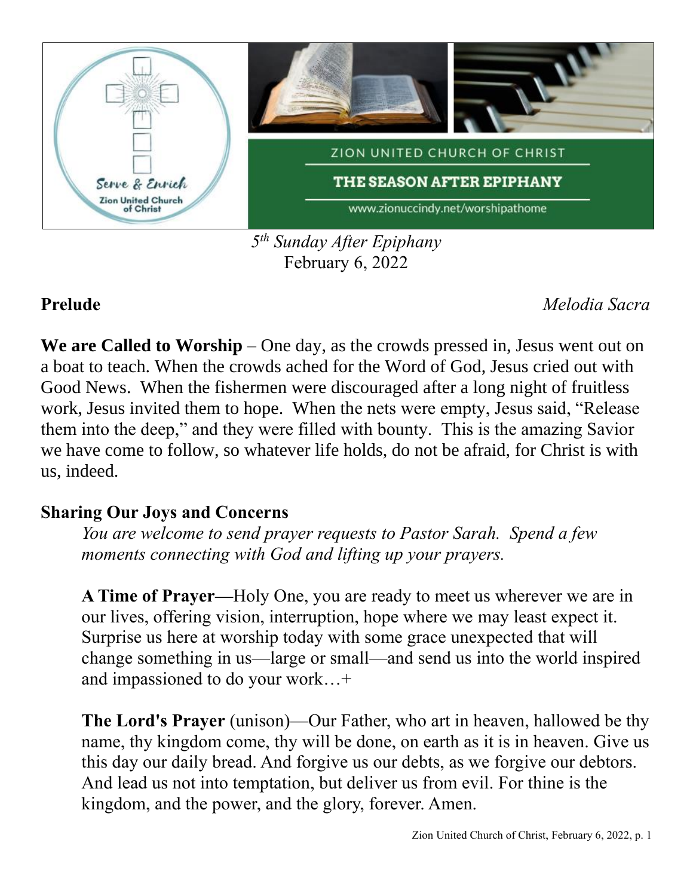ZION UNITED CHURCH OF CHRIST

THE SEASON AFTER EPIPHANY

www.zionuccindy.net/worshipathome

*5th Sunday After Epiphany*
February 6, 2022

**Prelude** *Melodia Sacra*

**We are Called to Worship** – One day, as the crowds pressed in, Jesus went out on a boat to teach. When the crowds ached for the Word of God, Jesus cried out with Good News. When the fishermen were discouraged after a long night of fruitless work, Jesus invited them to hope. When the nets were empty, Jesus said, "Release them into the deep," and they were filled with bounty. This is the amazing Savior we have come to follow, so whatever life holds, do not be afraid, for Christ is with us, indeed.

**Sharing Our Joys and Concerns**

*You are welcome to send prayer requests to Pastor Sarah. Spend a few moments connecting with God and lifting up your prayers.*

**A Time of Prayer—**Holy One, you are ready to meet us wherever we are in our lives, offering vision, interruption, hope where we may least expect it. Surprise us here at worship today with some grace unexpected that will change something in us—large or small—and send us into the world inspired and impassioned to do your work…+

**The Lord's Prayer** (unison)—Our Father, who art in heaven, hallowed be thy name, thy kingdom come, thy will be done, on earth as it is in heaven. Give us this day our daily bread. And forgive us our debts, as we forgive our debtors. And lead us not into temptation, but deliver us from evil. For thine is the kingdom, and the power, and the glory, forever. Amen.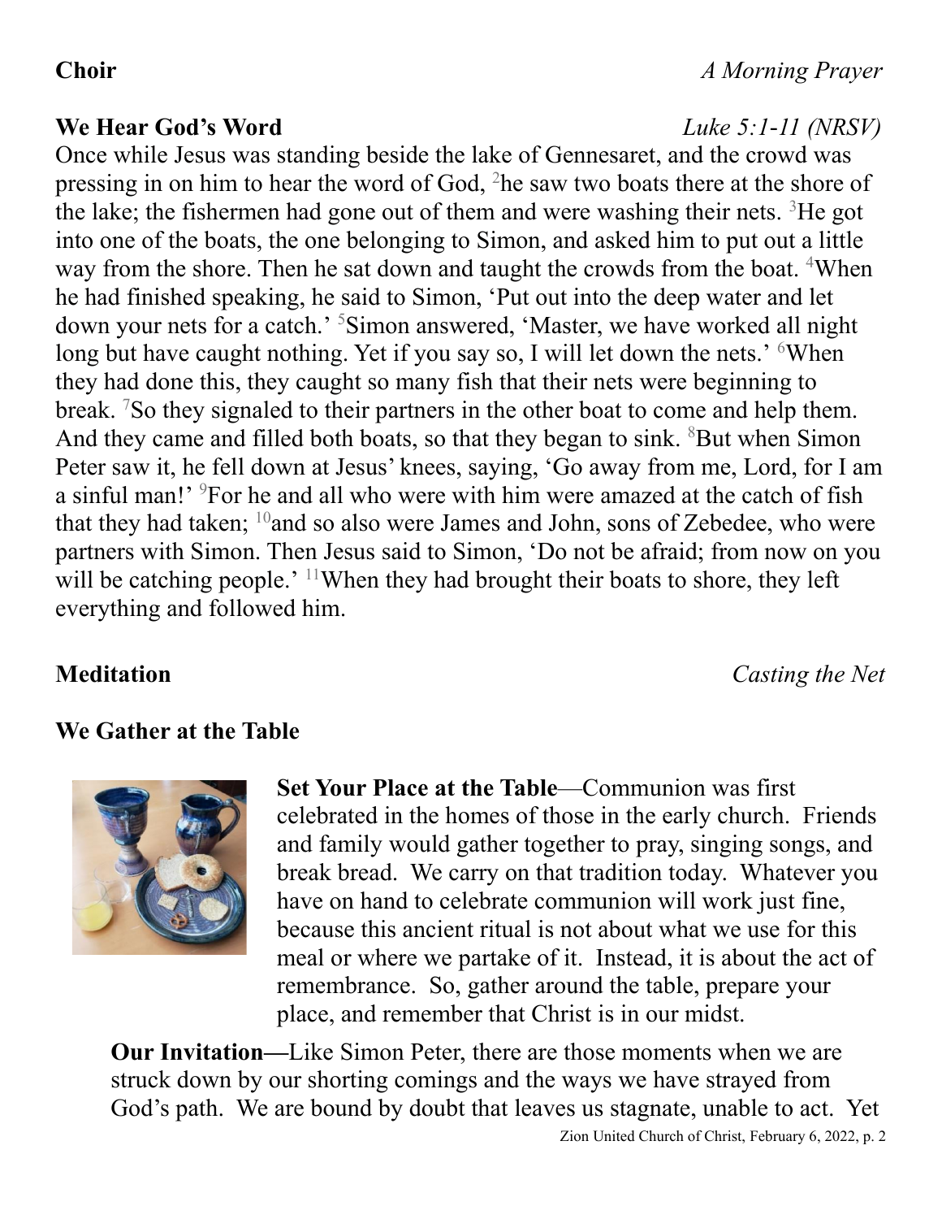**Choir** *A Morning Prayer*

**We Hear God's Word** *Luke 5:1-11 (NRSV)*

Once while Jesus was standing beside the lake of Gennesaret, and the crowd was pressing in on him to hear the word of God, [2]he saw two boats there at the shore of the lake; the fishermen had gone out of them and were washing their nets. [3]He got into one of the boats, the one belonging to Simon, and asked him to put out a little way from the shore. Then he sat down and taught the crowds from the boat. [4]When he had finished speaking, he said to Simon, 'Put out into the deep water and let down your nets for a catch.' [5]Simon answered, 'Master, we have worked all night long but have caught nothing. Yet if you say so, I will let down the nets.' [6]When they had done this, they caught so many fish that their nets were beginning to break. [7]So they signaled to their partners in the other boat to come and help them. And they came and filled both boats, so that they began to sink. [8]But when Simon Peter saw it, he fell down at Jesus' knees, saying, 'Go away from me, Lord, for I am a sinful man!' [9]For he and all who were with him were amazed at the catch of fish that they had taken; [10]and so also were James and John, sons of Zebedee, who were partners with Simon. Then Jesus said to Simon, 'Do not be afraid; from now on you will be catching people.' [11]When they had brought their boats to shore, they left everything and followed him.

**Meditation** *Casting the Net*

**We Gather at the Table**

**Set Your Place at the Table**—Communion was first celebrated in the homes of those in the early church. Friends and family would gather together to pray, singing songs, and break bread. We carry on that tradition today. Whatever you have on hand to celebrate communion will work just fine, because this ancient ritual is not about what we use for this meal or where we partake of it. Instead, it is about the act of remembrance. So, gather around the table, prepare your place, and remember that Christ is in our midst.

**Our Invitation—**Like Simon Peter, there are those moments when we are struck down by our shorting comings and the ways we have strayed from God's path. We are bound by doubt that leaves us stagnate, unable to act. Yet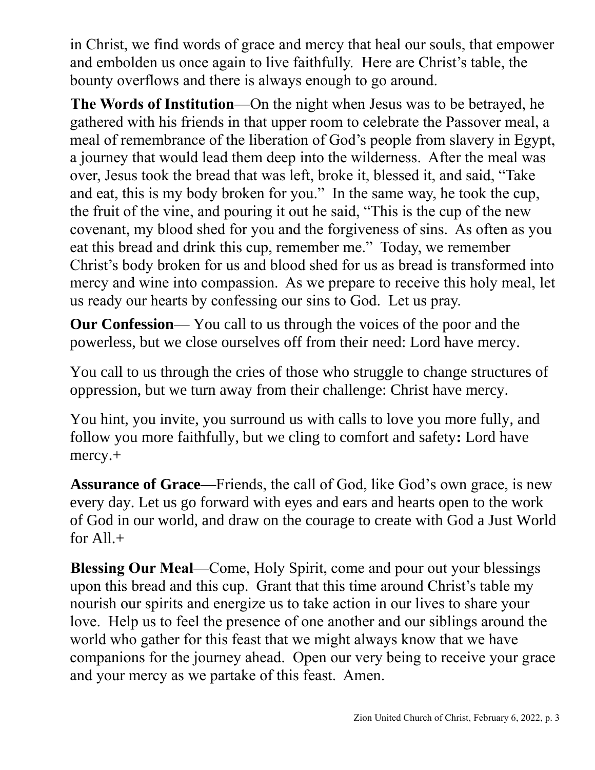in Christ, we find words of grace and mercy that heal our souls, that empower and embolden us once again to live faithfully. Here are Christ's table, the bounty overflows and there is always enough to go around.

**The Words of Institution**—On the night when Jesus was to be betrayed, he gathered with his friends in that upper room to celebrate the Passover meal, a meal of remembrance of the liberation of God's people from slavery in Egypt, a journey that would lead them deep into the wilderness. After the meal was over, Jesus took the bread that was left, broke it, blessed it, and said, "Take and eat, this is my body broken for you." In the same way, he took the cup, the fruit of the vine, and pouring it out he said, "This is the cup of the new covenant, my blood shed for you and the forgiveness of sins. As often as you eat this bread and drink this cup, remember me." Today, we remember Christ's body broken for us and blood shed for us as bread is transformed into mercy and wine into compassion. As we prepare to receive this holy meal, let us ready our hearts by confessing our sins to God. Let us pray.

**Our Confession**— You call to us through the voices of the poor and the powerless, but we close ourselves off from their need: Lord have mercy.

You call to us through the cries of those who struggle to change structures of oppression, but we turn away from their challenge: Christ have mercy.

You hint, you invite, you surround us with calls to love you more fully, and follow you more faithfully, but we cling to comfort and safety**:** Lord have mercy.+

**Assurance of Grace—**Friends, the call of God, like God's own grace, is new every day. Let us go forward with eyes and ears and hearts open to the work of God in our world, and draw on the courage to create with God a Just World for All.+

**Blessing Our Meal**—Come, Holy Spirit, come and pour out your blessings upon this bread and this cup. Grant that this time around Christ's table my nourish our spirits and energize us to take action in our lives to share your love. Help us to feel the presence of one another and our siblings around the world who gather for this feast that we might always know that we have companions for the journey ahead. Open our very being to receive your grace and your mercy as we partake of this feast. Amen.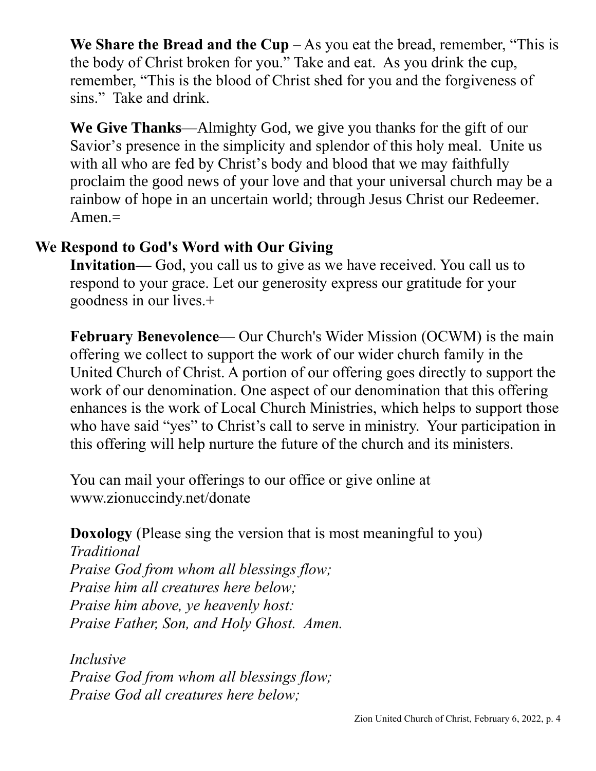**We Share the Bread and the Cup** – As you eat the bread, remember, "This is the body of Christ broken for you." Take and eat. As you drink the cup, remember, "This is the blood of Christ shed for you and the forgiveness of sins." Take and drink.

**We Give Thanks**—Almighty God, we give you thanks for the gift of our Savior's presence in the simplicity and splendor of this holy meal. Unite us with all who are fed by Christ's body and blood that we may faithfully proclaim the good news of your love and that your universal church may be a rainbow of hope in an uncertain world; through Jesus Christ our Redeemer. Amen.=

## We Respond to God's Word with Our Giving

**Invitation—** God, you call us to give as we have received. You call us to respond to your grace. Let our generosity express our gratitude for your goodness in our lives.+

**February Benevolence**— Our Church's Wider Mission (OCWM) is the main offering we collect to support the work of our wider church family in the United Church of Christ. A portion of our offering goes directly to support the work of our denomination. One aspect of our denomination that this offering enhances is the work of Local Church Ministries, which helps to support those who have said "yes" to Christ's call to serve in ministry. Your participation in this offering will help nurture the future of the church and its ministers.

You can mail your offerings to our office or give online at www.zionuccindy.net/donate

**Doxology** (Please sing the version that is most meaningful to you)
*Traditional*
*Praise God from whom all blessings flow;*
*Praise him all creatures here below;*
*Praise him above, ye heavenly host:*
*Praise Father, Son, and Holy Ghost. Amen.*

*Inclusive*
*Praise God from whom all blessings flow;*
*Praise God all creatures here below;*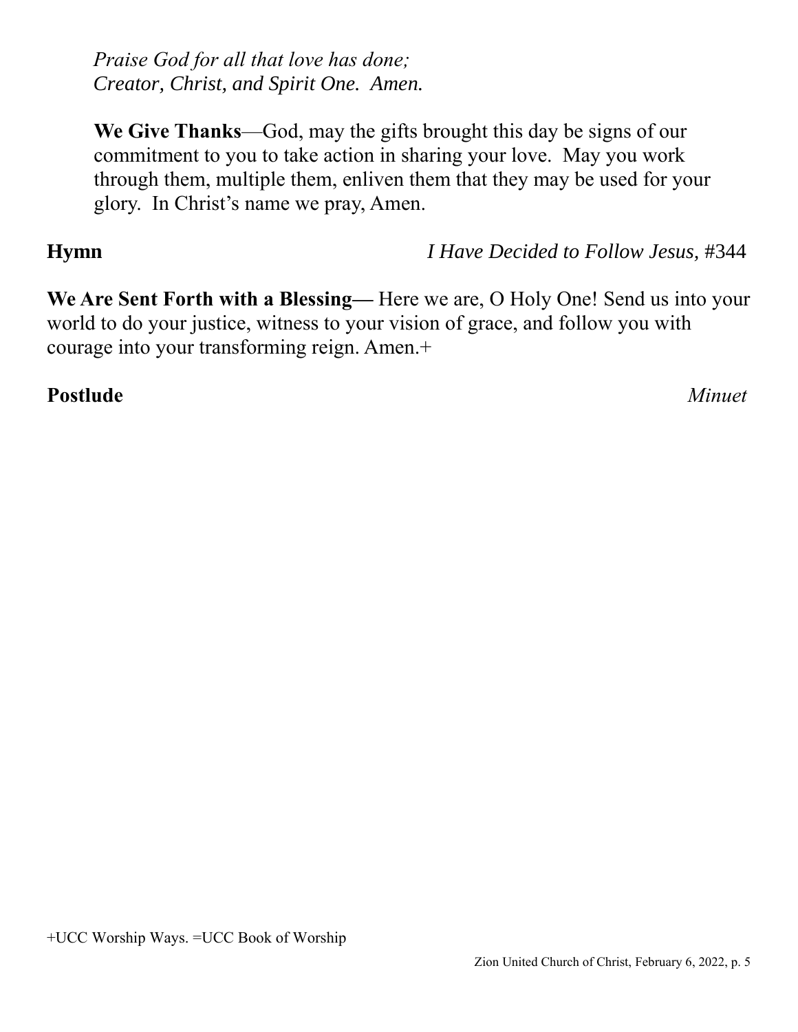*Praise God for all that love has done;*
*Creator, Christ, and Spirit One. Amen.*

**We Give Thanks**—God, may the gifts brought this day be signs of our commitment to you to take action in sharing your love. May you work through them, multiple them, enliven them that they may be used for your glory. In Christ's name we pray, Amen.

**Hymn** *I Have Decided to Follow Jesus,* #344

**We Are Sent Forth with a Blessing—** Here we are, O Holy One! Send us into your world to do your justice, witness to your vision of grace, and follow you with courage into your transforming reign. Amen.+

**Postlude** *Minuet*

+UCC Worship Ways. =UCC Book of Worship

Zion United Church of Christ, February 6, 2022, p. 5